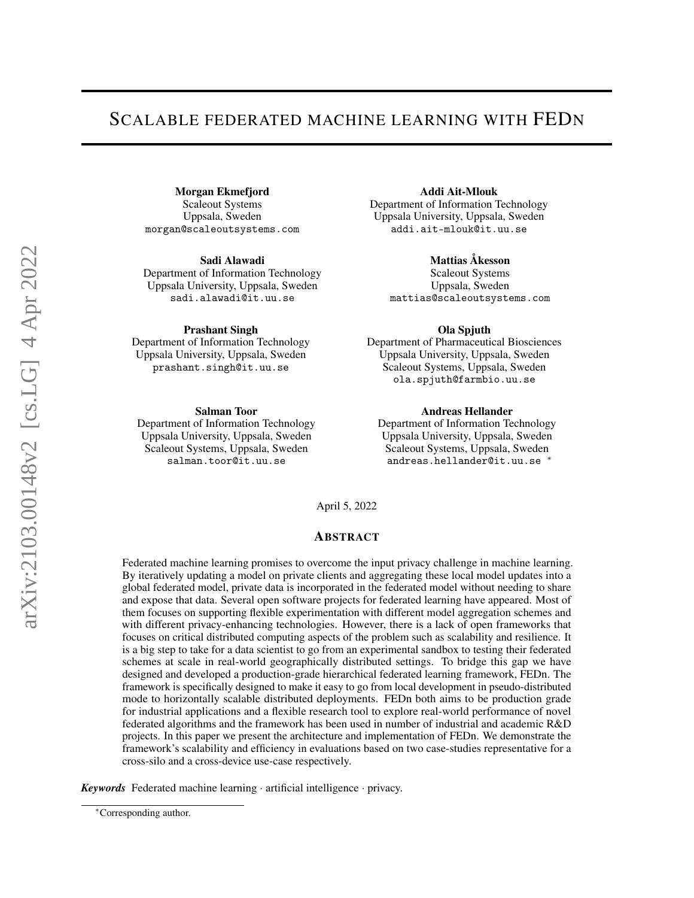# Scalable federated machine learning with FEDn

**Morgan Ekmefjord**
Scaleout Systems
Uppsala, Sweden
morgan@scaleoutsystems.com

**Addi Ait-Mlouk**
Department of Information Technology
Uppsala University, Uppsala, Sweden
addi.ait-mlouk@it.uu.se

**Sadi Alawadi**
Department of Information Technology
Uppsala University, Uppsala, Sweden
sadi.alawadi@it.uu.se

**Mattias Åkesson**
Scaleout Systems
Uppsala, Sweden
mattias@scaleoutsystems.com

**Prashant Singh**
Department of Information Technology
Uppsala University, Uppsala, Sweden
prashant.singh@it.uu.se

**Ola Spjuth**
Department of Pharmaceutical Biosciences
Uppsala University, Uppsala, Sweden
Scaleout Systems, Uppsala, Sweden
ola.spjuth@farmbio.uu.se

**Salman Toor**
Department of Information Technology
Uppsala University, Uppsala, Sweden
Scaleout Systems, Uppsala, Sweden
salman.toor@it.uu.se

**Andreas Hellander**
Department of Information Technology
Uppsala University, Uppsala, Sweden
Scaleout Systems, Uppsala, Sweden
andreas.hellander@it.uu.se [*]

April 5, 2022

## Abstract

Federated machine learning promises to overcome the input privacy challenge in machine learning. By iteratively updating a model on private clients and aggregating these local model updates into a global federated model, private data is incorporated in the federated model without needing to share and expose that data. Several open software projects for federated learning have appeared. Most of them focuses on supporting flexible experimentation with different model aggregation schemes and with different privacy-enhancing technologies. However, there is a lack of open frameworks that focuses on critical distributed computing aspects of the problem such as scalability and resilience. It is a big step to take for a data scientist to go from an experimental sandbox to testing their federated schemes at scale in real-world geographically distributed settings. To bridge this gap we have designed and developed a production-grade hierarchical federated learning framework, FEDn. The framework is specifically designed to make it easy to go from local development in pseudo-distributed mode to horizontally scalable distributed deployments. FEDn both aims to be production grade for industrial applications and a flexible research tool to explore real-world performance of novel federated algorithms and the framework has been used in number of industrial and academic R&D projects. In this paper we present the architecture and implementation of FEDn. We demonstrate the framework's scalability and efficiency in evaluations based on two case-studies representative for a cross-silo and a cross-device use-case respectively.

***Keywords*** Federated machine learning · artificial intelligence · privacy.

[*]Corresponding author.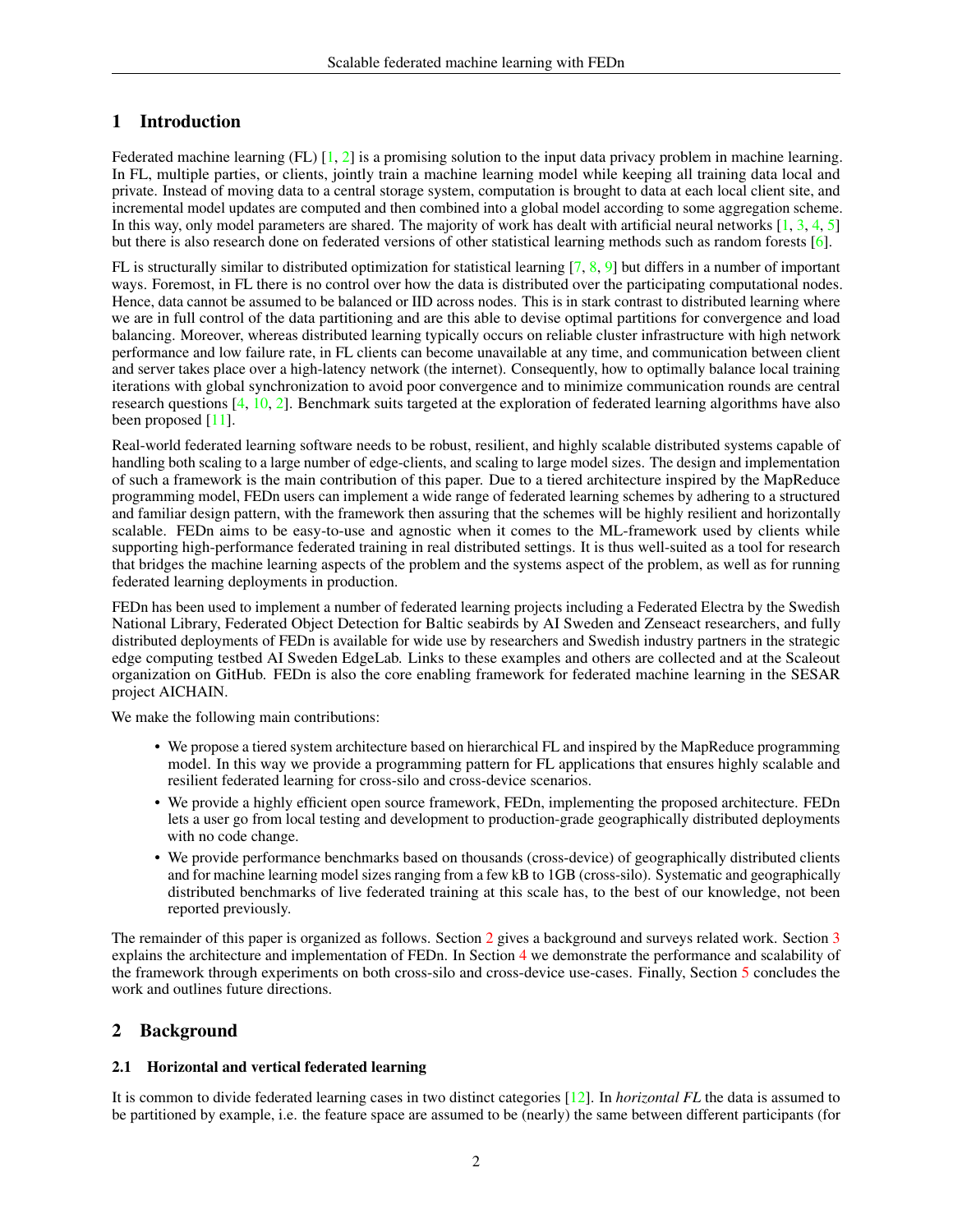## 1 Introduction

Federated machine learning (FL) [1, 2] is a promising solution to the input data privacy problem in machine learning. In FL, multiple parties, or clients, jointly train a machine learning model while keeping all training data local and private. Instead of moving data to a central storage system, computation is brought to data at each local client site, and incremental model updates are computed and then combined into a global model according to some aggregation scheme. In this way, only model parameters are shared. The majority of work has dealt with artificial neural networks [1, 3, 4, 5] but there is also research done on federated versions of other statistical learning methods such as random forests [6].

FL is structurally similar to distributed optimization for statistical learning [7, 8, 9] but differs in a number of important ways. Foremost, in FL there is no control over how the data is distributed over the participating computational nodes. Hence, data cannot be assumed to be balanced or IID across nodes. This is in stark contrast to distributed learning where we are in full control of the data partitioning and are this able to devise optimal partitions for convergence and load balancing. Moreover, whereas distributed learning typically occurs on reliable cluster infrastructure with high network performance and low failure rate, in FL clients can become unavailable at any time, and communication between client and server takes place over a high-latency network (the internet). Consequently, how to optimally balance local training iterations with global synchronization to avoid poor convergence and to minimize communication rounds are central research questions [4, 10, 2]. Benchmark suits targeted at the exploration of federated learning algorithms have also been proposed [11].

Real-world federated learning software needs to be robust, resilient, and highly scalable distributed systems capable of handling both scaling to a large number of edge-clients, and scaling to large model sizes. The design and implementation of such a framework is the main contribution of this paper. Due to a tiered architecture inspired by the MapReduce programming model, FEDn users can implement a wide range of federated learning schemes by adhering to a structured and familiar design pattern, with the framework then assuring that the schemes will be highly resilient and horizontally scalable. FEDn aims to be easy-to-use and agnostic when it comes to the ML-framework used by clients while supporting high-performance federated training in real distributed settings. It is thus well-suited as a tool for research that bridges the machine learning aspects of the problem and the systems aspect of the problem, as well as for running federated learning deployments in production.

FEDn has been used to implement a number of federated learning projects including a Federated Electra by the Swedish National Library, Federated Object Detection for Baltic seabirds by AI Sweden and Zenseact researchers, and fully distributed deployments of FEDn is available for wide use by researchers and Swedish industry partners in the strategic edge computing testbed AI Sweden EdgeLab. Links to these examples and others are collected and at the Scaleout organization on GitHub. FEDn is also the core enabling framework for federated machine learning in the SESAR project AICHAIN.

We make the following main contributions:

- We propose a tiered system architecture based on hierarchical FL and inspired by the MapReduce programming model. In this way we provide a programming pattern for FL applications that ensures highly scalable and resilient federated learning for cross-silo and cross-device scenarios.
- We provide a highly efficient open source framework, FEDn, implementing the proposed architecture. FEDn lets a user go from local testing and development to production-grade geographically distributed deployments with no code change.
- We provide performance benchmarks based on thousands (cross-device) of geographically distributed clients and for machine learning model sizes ranging from a few kB to 1GB (cross-silo). Systematic and geographically distributed benchmarks of live federated training at this scale has, to the best of our knowledge, not been reported previously.

The remainder of this paper is organized as follows. Section 2 gives a background and surveys related work. Section 3 explains the architecture and implementation of FEDn. In Section 4 we demonstrate the performance and scalability of the framework through experiments on both cross-silo and cross-device use-cases. Finally, Section 5 concludes the work and outlines future directions.

## 2 Background

### 2.1 Horizontal and vertical federated learning

It is common to divide federated learning cases in two distinct categories [12]. In *horizontal FL* the data is assumed to be partitioned by example, i.e. the feature space are assumed to be (nearly) the same between different participants (for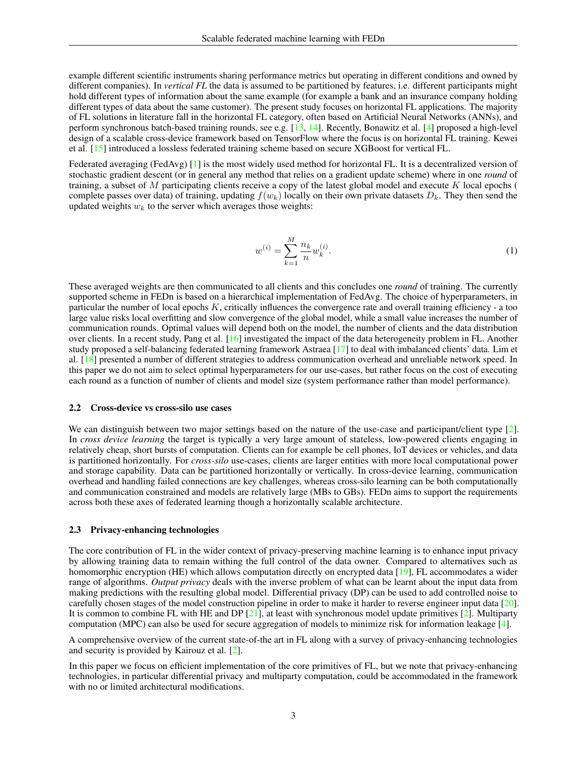example different scientific instruments sharing performance metrics but operating in different conditions and owned by different companies). In *vertical FL* the data is assumed to be partitioned by features, i.e. different participants might hold different types of information about the same example (for example a bank and an insurance company holding different types of data about the same customer). The present study focuses on horizontal FL applications. The majority of FL solutions in literature fall in the horizontal FL category, often based on Artificial Neural Networks (ANNs), and perform synchronous batch-based training rounds, see e.g. [13, 14]. Recently, Bonawitz et al. [4] proposed a high-level design of a scalable cross-device framework based on TensorFlow where the focus is on horizontal FL training. Kewei et al. [15] introduced a lossless federated training scheme based on secure XGBoost for vertical FL.

Federated averaging (FedAvg) [1] is the most widely used method for horizontal FL. It is a decentralized version of stochastic gradient descent (or in general any method that relies on a gradient update scheme) where in one *round* of training, a subset of $M$ participating clients receive a copy of the latest global model and execute $K$ local epochs ( complete passes over data) of training, updating $f(w_k)$ locally on their own private datasets $D_k$. They then send the updated weights $w_k$ to the server which averages those weights:

$$w^{(i)} = \sum_{k=1}^{M} \frac{n_k}{n} w_k^{(i)}. \tag{1}$$

These averaged weights are then communicated to all clients and this concludes one *round* of training. The currently supported scheme in FEDn is based on a hierarchical implementation of FedAvg. The choice of hyperparameters, in particular the number of local epochs $K$, critically influences the convergence rate and overall training efficiency - a too large value risks local overfitting and slow convergence of the global model, while a small value increases the number of communication rounds. Optimal values will depend both on the model, the number of clients and the data distribution over clients. In a recent study, Pang et al. [16] investigated the impact of the data heterogeneity problem in FL. Another study proposed a self-balancing federated learning framework Astraea [17] to deal with imbalanced clients' data. Lim et al. [18] presented a number of different strategies to address communication overhead and unreliable network speed. In this paper we do not aim to select optimal hyperparameters for our use-cases, but rather focus on the cost of executing each round as a function of number of clients and model size (system performance rather than model performance).

### 2.2 Cross-device vs cross-silo use cases

We can distinguish between two major settings based on the nature of the use-case and participant/client type [2]. In *cross device learning* the target is typically a very large amount of stateless, low-powered clients engaging in relatively cheap, short bursts of computation. Clients can for example be cell phones, IoT devices or vehicles, and data is partitioned horizontally. For *cross-silo* use-cases, clients are larger entities with more local computational power and storage capability. Data can be partitioned horizontally or vertically. In cross-device learning, communication overhead and handling failed connections are key challenges, whereas cross-silo learning can be both computationally and communication constrained and models are relatively large (MBs to GBs). FEDn aims to support the requirements across both these axes of federated learning though a horizontally scalable architecture.

### 2.3 Privacy-enhancing technologies

The core contribution of FL in the wider context of privacy-preserving machine learning is to enhance input privacy by allowing training data to remain withing the full control of the data owner. Compared to alternatives such as homomorphic encryption (HE) which allows computation directly on encrypted data [19], FL accommodates a wider range of algorithms. *Output privacy* deals with the inverse problem of what can be learnt about the input data from making predictions with the resulting global model. Differential privacy (DP) can be used to add controlled noise to carefully chosen stages of the model construction pipeline in order to make it harder to reverse engineer input data [20]. It is common to combine FL with HE and DP [21], at least with synchronous model update primitives [2]. Multiparty computation (MPC) can also be used for secure aggregation of models to minimize risk for information leakage [4].

A comprehensive overview of the current state-of-the art in FL along with a survey of privacy-enhancing technologies and security is provided by Kairouz et al. [2].

In this paper we focus on efficient implementation of the core primitives of FL, but we note that privacy-enhancing technologies, in particular differential privacy and multiparty computation, could be accommodated in the framework with no or limited architectural modifications.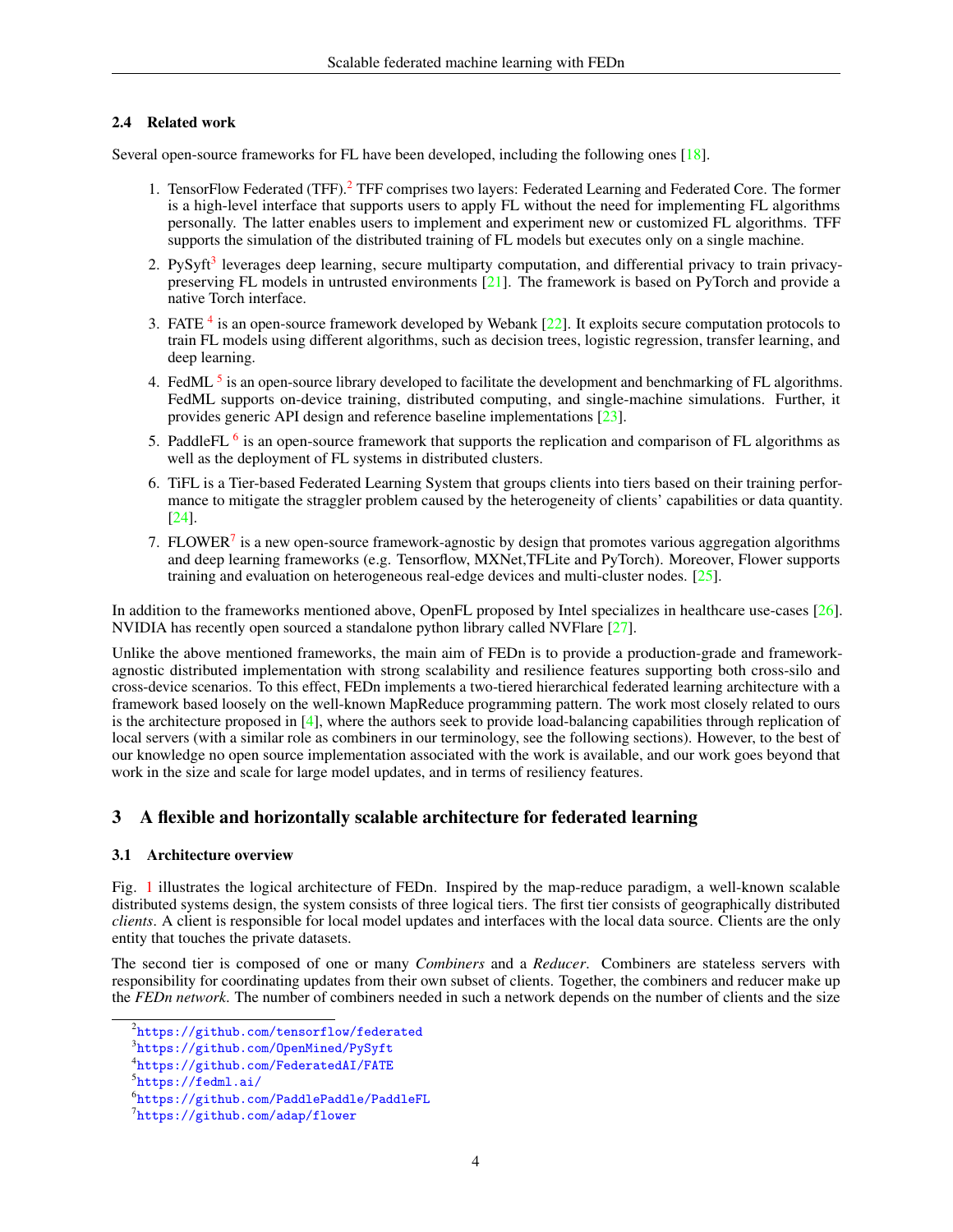### 2.4 Related work

Several open-source frameworks for FL have been developed, including the following ones [18].

1. TensorFlow Federated (TFF).[2] TFF comprises two layers: Federated Learning and Federated Core. The former is a high-level interface that supports users to apply FL without the need for implementing FL algorithms personally. The latter enables users to implement and experiment new or customized FL algorithms. TFF supports the simulation of the distributed training of FL models but executes only on a single machine.

2. PySyft[3] leverages deep learning, secure multiparty computation, and differential privacy to train privacy-preserving FL models in untrusted environments [21]. The framework is based on PyTorch and provide a native Torch interface.

3. FATE [4] is an open-source framework developed by Webank [22]. It exploits secure computation protocols to train FL models using different algorithms, such as decision trees, logistic regression, transfer learning, and deep learning.

4. FedML [5] is an open-source library developed to facilitate the development and benchmarking of FL algorithms. FedML supports on-device training, distributed computing, and single-machine simulations. Further, it provides generic API design and reference baseline implementations [23].

5. PaddleFL [6] is an open-source framework that supports the replication and comparison of FL algorithms as well as the deployment of FL systems in distributed clusters.

6. TiFL is a Tier-based Federated Learning System that groups clients into tiers based on their training performance to mitigate the straggler problem caused by the heterogeneity of clients' capabilities or data quantity. [24].

7. FLOWER[7] is a new open-source framework-agnostic by design that promotes various aggregation algorithms and deep learning frameworks (e.g. Tensorflow, MXNet,TFLite and PyTorch). Moreover, Flower supports training and evaluation on heterogeneous real-edge devices and multi-cluster nodes. [25].

In addition to the frameworks mentioned above, OpenFL proposed by Intel specializes in healthcare use-cases [26]. NVIDIA has recently open sourced a standalone python library called NVFlare [27].

Unlike the above mentioned frameworks, the main aim of FEDn is to provide a production-grade and framework-agnostic distributed implementation with strong scalability and resilience features supporting both cross-silo and cross-device scenarios. To this effect, FEDn implements a two-tiered hierarchical federated learning architecture with a framework based loosely on the well-known MapReduce programming pattern. The work most closely related to ours is the architecture proposed in [4], where the authors seek to provide load-balancing capabilities through replication of local servers (with a similar role as combiners in our terminology, see the following sections). However, to the best of our knowledge no open source implementation associated with the work is available, and our work goes beyond that work in the size and scale for large model updates, and in terms of resiliency features.

## 3 A flexible and horizontally scalable architecture for federated learning

### 3.1 Architecture overview

Fig. 1 illustrates the logical architecture of FEDn. Inspired by the map-reduce paradigm, a well-known scalable distributed systems design, the system consists of three logical tiers. The first tier consists of geographically distributed *clients*. A client is responsible for local model updates and interfaces with the local data source. Clients are the only entity that touches the private datasets.

The second tier is composed of one or many *Combiners* and a *Reducer*. Combiners are stateless servers with responsibility for coordinating updates from their own subset of clients. Together, the combiners and reducer make up the *FEDn network*. The number of combiners needed in such a network depends on the number of clients and the size

[2] https://github.com/tensorflow/federated
[3] https://github.com/OpenMined/PySyft
[4] https://github.com/FederatedAI/FATE
[5] https://fedml.ai/
[6] https://github.com/PaddlePaddle/PaddleFL
[7] https://github.com/adap/flower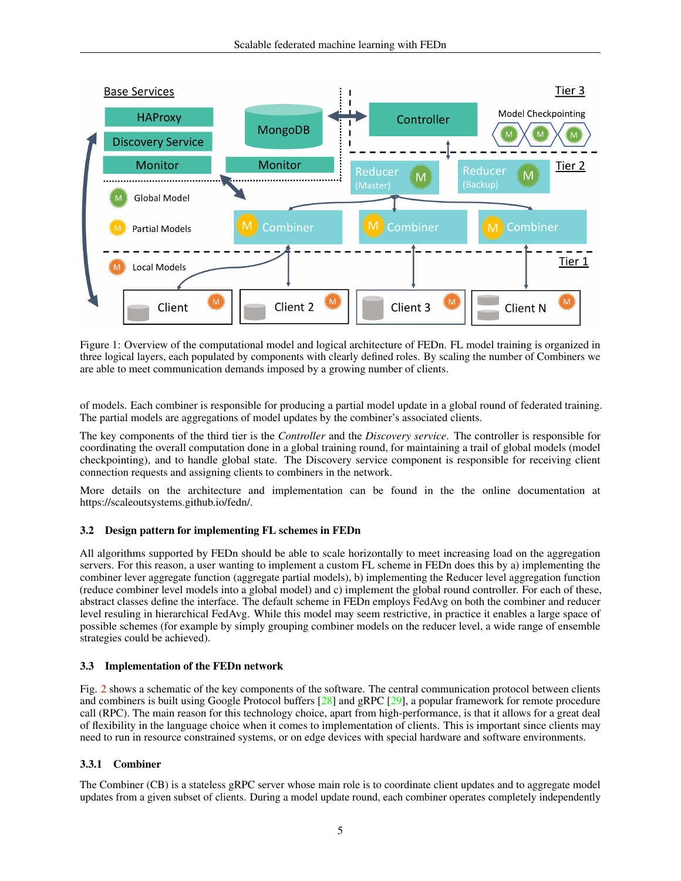Base Services
HAProxy
Discovery Service
Monitor
MongoDB
Monitor
Controller
Tier 3
Model Checkpointing
Reducer (Master)
Reducer (Backup)
Tier 2
Global Model
Partial Models
Combiner
Combiner
Combiner
Local Models
Tier 1
Client
Client 2
Client 3
Client N

Figure 1: Overview of the computational model and logical architecture of FEDn. FL model training is organized in three logical layers, each populated by components with clearly defined roles. By scaling the number of Combiners we are able to meet communication demands imposed by a growing number of clients.

of models. Each combiner is responsible for producing a partial model update in a global round of federated training. The partial models are aggregations of model updates by the combiner's associated clients.

The key components of the third tier is the *Controller* and the *Discovery service*. The controller is responsible for coordinating the overall computation done in a global training round, for maintaining a trail of global models (model checkpointing), and to handle global state. The Discovery service component is responsible for receiving client connection requests and assigning clients to combiners in the network.

More details on the architecture and implementation can be found in the the online documentation at https://scaleoutsystems.github.io/fedn/.

### 3.2 Design pattern for implementing FL schemes in FEDn

All algorithms supported by FEDn should be able to scale horizontally to meet increasing load on the aggregation servers. For this reason, a user wanting to implement a custom FL scheme in FEDn does this by a) implementing the combiner lever aggregate function (aggregate partial models), b) implementing the Reducer level aggregation function (reduce combiner level models into a global model) and c) implement the global round controller. For each of these, abstract classes define the interface. The default scheme in FEDn employs FedAvg on both the combiner and reducer level resuling in hierarchical FedAvg. While this model may seem restrictive, in practice it enables a large space of possible schemes (for example by simply grouping combiner models on the reducer level, a wide range of ensemble strategies could be achieved).

### 3.3 Implementation of the FEDn network

Fig. 2 shows a schematic of the key components of the software. The central communication protocol between clients and combiners is built using Google Protocol buffers [28] and gRPC [29], a popular framework for remote procedure call (RPC). The main reason for this technology choice, apart from high-performance, is that it allows for a great deal of flexibility in the language choice when it comes to implementation of clients. This is important since clients may need to run in resource constrained systems, or on edge devices with special hardware and software environments.

#### 3.3.1 Combiner

The Combiner (CB) is a stateless gRPC server whose main role is to coordinate client updates and to aggregate model updates from a given subset of clients. During a model update round, each combiner operates completely independently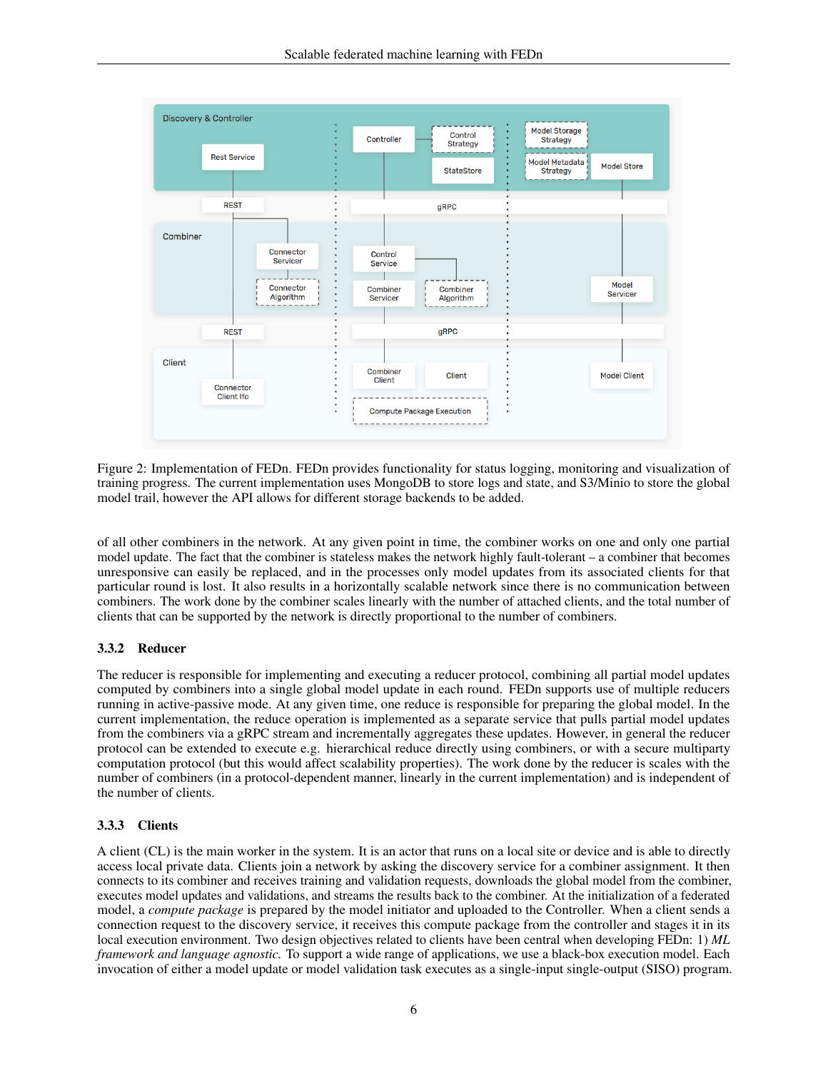Discovery & Controller

Rest Service

Controller

Control Strategy

StateStore

Model Storage Strategy

Model Metadata Strategy

Model Store

REST

gRPC

Combiner

Connector Servicer

Connector Algorithm

Control Service

Combiner Servicer

Combiner Algorithm

Model Servicer

REST

gRPC

Client

Connector Client Ifc

Combiner Client

Client

Compute Package Execution

Model Client

Figure 2: Implementation of FEDn. FEDn provides functionality for status logging, monitoring and visualization of training progress. The current implementation uses MongoDB to store logs and state, and S3/Minio to store the global model trail, however the API allows for different storage backends to be added.

of all other combiners in the network. At any given point in time, the combiner works on one and only one partial model update. The fact that the combiner is stateless makes the network highly fault-tolerant – a combiner that becomes unresponsive can easily be replaced, and in the processes only model updates from its associated clients for that particular round is lost. It also results in a horizontally scalable network since there is no communication between combiners. The work done by the combiner scales linearly with the number of attached clients, and the total number of clients that can be supported by the network is directly proportional to the number of combiners.

### 3.3.2 Reducer

The reducer is responsible for implementing and executing a reducer protocol, combining all partial model updates computed by combiners into a single global model update in each round. FEDn supports use of multiple reducers running in active-passive mode. At any given time, one reduce is responsible for preparing the global model. In the current implementation, the reduce operation is implemented as a separate service that pulls partial model updates from the combiners via a gRPC stream and incrementally aggregates these updates. However, in general the reducer protocol can be extended to execute e.g. hierarchical reduce directly using combiners, or with a secure multiparty computation protocol (but this would affect scalability properties). The work done by the reducer is scales with the number of combiners (in a protocol-dependent manner, linearly in the current implementation) and is independent of the number of clients.

### 3.3.3 Clients

A client (CL) is the main worker in the system. It is an actor that runs on a local site or device and is able to directly access local private data. Clients join a network by asking the discovery service for a combiner assignment. It then connects to its combiner and receives training and validation requests, downloads the global model from the combiner, executes model updates and validations, and streams the results back to the combiner. At the initialization of a federated model, a *compute package* is prepared by the model initiator and uploaded to the Controller. When a client sends a connection request to the discovery service, it receives this compute package from the controller and stages it in its local execution environment. Two design objectives related to clients have been central when developing FEDn: 1) *ML framework and language agnostic.* To support a wide range of applications, we use a black-box execution model. Each invocation of either a model update or model validation task executes as a single-input single-output (SISO) program.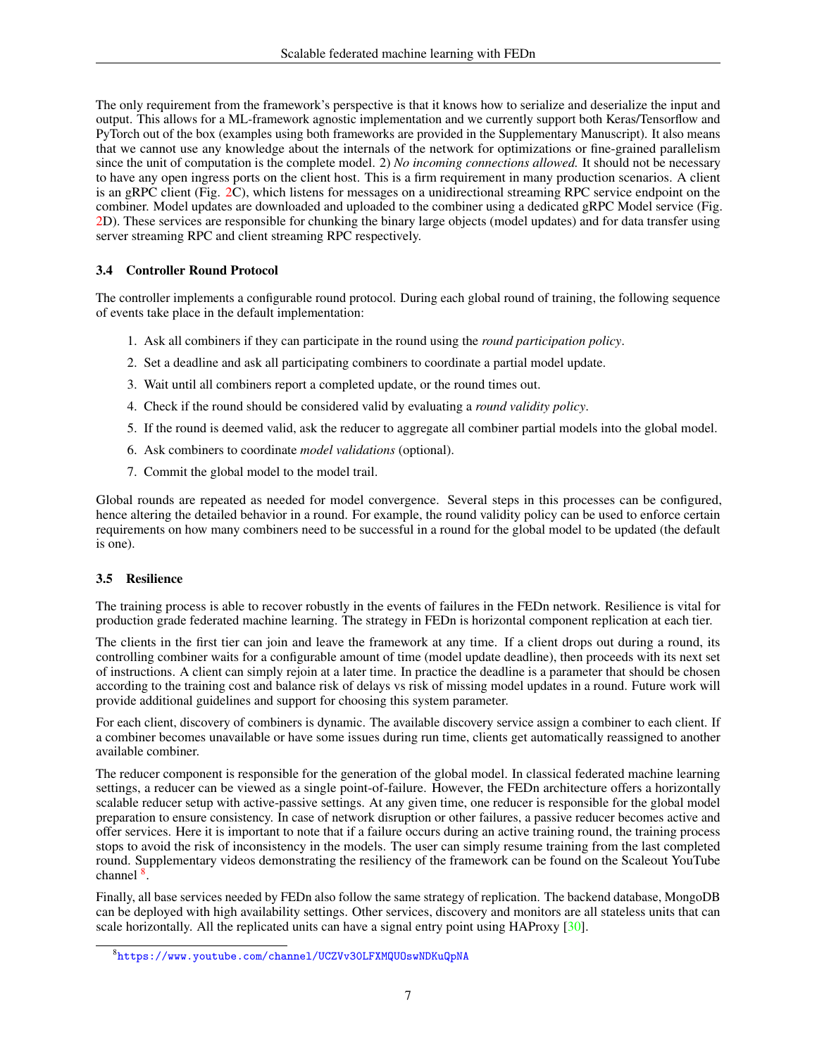The only requirement from the framework's perspective is that it knows how to serialize and deserialize the input and output. This allows for a ML-framework agnostic implementation and we currently support both Keras/Tensorflow and PyTorch out of the box (examples using both frameworks are provided in the Supplementary Manuscript). It also means that we cannot use any knowledge about the internals of the network for optimizations or fine-grained parallelism since the unit of computation is the complete model. 2) *No incoming connections allowed.* It should not be necessary to have any open ingress ports on the client host. This is a firm requirement in many production scenarios. A client is an gRPC client (Fig. 2C), which listens for messages on a unidirectional streaming RPC service endpoint on the combiner. Model updates are downloaded and uploaded to the combiner using a dedicated gRPC Model service (Fig. 2D). These services are responsible for chunking the binary large objects (model updates) and for data transfer using server streaming RPC and client streaming RPC respectively.

### 3.4 Controller Round Protocol

The controller implements a configurable round protocol. During each global round of training, the following sequence of events take place in the default implementation:

1. Ask all combiners if they can participate in the round using the *round participation policy*.
2. Set a deadline and ask all participating combiners to coordinate a partial model update.
3. Wait until all combiners report a completed update, or the round times out.
4. Check if the round should be considered valid by evaluating a *round validity policy*.
5. If the round is deemed valid, ask the reducer to aggregate all combiner partial models into the global model.
6. Ask combiners to coordinate *model validations* (optional).
7. Commit the global model to the model trail.

Global rounds are repeated as needed for model convergence. Several steps in this processes can be configured, hence altering the detailed behavior in a round. For example, the round validity policy can be used to enforce certain requirements on how many combiners need to be successful in a round for the global model to be updated (the default is one).

### 3.5 Resilience

The training process is able to recover robustly in the events of failures in the FEDn network. Resilience is vital for production grade federated machine learning. The strategy in FEDn is horizontal component replication at each tier.

The clients in the first tier can join and leave the framework at any time. If a client drops out during a round, its controlling combiner waits for a configurable amount of time (model update deadline), then proceeds with its next set of instructions. A client can simply rejoin at a later time. In practice the deadline is a parameter that should be chosen according to the training cost and balance risk of delays vs risk of missing model updates in a round. Future work will provide additional guidelines and support for choosing this system parameter.

For each client, discovery of combiners is dynamic. The available discovery service assign a combiner to each client. If a combiner becomes unavailable or have some issues during run time, clients get automatically reassigned to another available combiner.

The reducer component is responsible for the generation of the global model. In classical federated machine learning settings, a reducer can be viewed as a single point-of-failure. However, the FEDn architecture offers a horizontally scalable reducer setup with active-passive settings. At any given time, one reducer is responsible for the global model preparation to ensure consistency. In case of network disruption or other failures, a passive reducer becomes active and offer services. Here it is important to note that if a failure occurs during an active training round, the training process stops to avoid the risk of inconsistency in the models. The user can simply resume training from the last completed round. Supplementary videos demonstrating the resiliency of the framework can be found on the Scaleout YouTube channel [8].

Finally, all base services needed by FEDn also follow the same strategy of replication. The backend database, MongoDB can be deployed with high availability settings. Other services, discovery and monitors are all stateless units that can scale horizontally. All the replicated units can have a signal entry point using HAProxy [30].

[8] https://www.youtube.com/channel/UCZVv30LFXMQUOswNDKuQpNA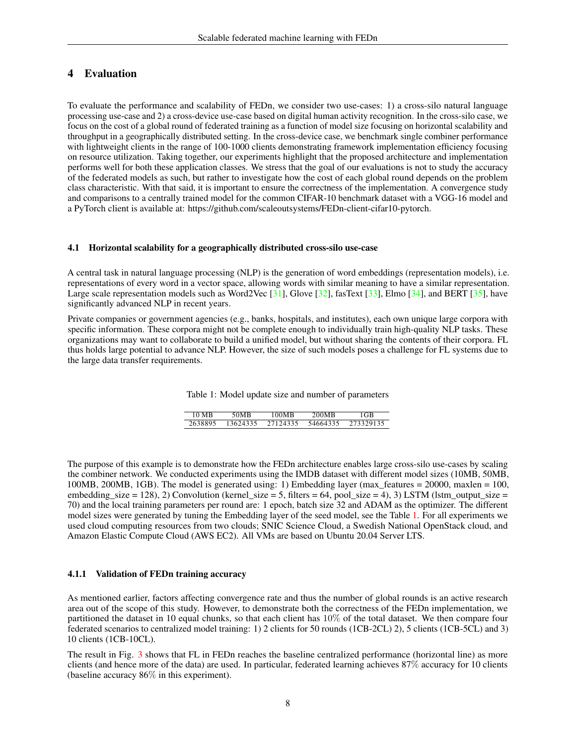# 4 Evaluation

To evaluate the performance and scalability of FEDn, we consider two use-cases: 1) a cross-silo natural language processing use-case and 2) a cross-device use-case based on digital human activity recognition. In the cross-silo case, we focus on the cost of a global round of federated training as a function of model size focusing on horizontal scalability and throughput in a geographically distributed setting. In the cross-device case, we benchmark single combiner performance with lightweight clients in the range of 100-1000 clients demonstrating framework implementation efficiency focusing on resource utilization. Taking together, our experiments highlight that the proposed architecture and implementation performs well for both these application classes. We stress that the goal of our evaluations is not to study the accuracy of the federated models as such, but rather to investigate how the cost of each global round depends on the problem class characteristic. With that said, it is important to ensure the correctness of the implementation. A convergence study and comparisons to a centrally trained model for the common CIFAR-10 benchmark dataset with a VGG-16 model and a PyTorch client is available at: https://github.com/scaleoutsystems/FEDn-client-cifar10-pytorch.

### 4.1 Horizontal scalability for a geographically distributed cross-silo use-case

A central task in natural language processing (NLP) is the generation of word embeddings (representation models), i.e. representations of every word in a vector space, allowing words with similar meaning to have a similar representation. Large scale representation models such as Word2Vec [31], Glove [32], fasText [33], Elmo [34], and BERT [35], have significantly advanced NLP in recent years.

Private companies or government agencies (e.g., banks, hospitals, and institutes), each own unique large corpora with specific information. These corpora might not be complete enough to individually train high-quality NLP tasks. These organizations may want to collaborate to build a unified model, but without sharing the contents of their corpora. FL thus holds large potential to advance NLP. However, the size of such models poses a challenge for FL systems due to the large data transfer requirements.

Table 1: Model update size and number of parameters

| 10 MB | 50MB | 100MB | 200MB | 1GB |
|---|---|---|---|---|
| 2638895 | 13624335 | 27124335 | 54664335 | 273329135 |

The purpose of this example is to demonstrate how the FEDn architecture enables large cross-silo use-cases by scaling the combiner network. We conducted experiments using the IMDB dataset with different model sizes (10MB, 50MB, 100MB, 200MB, 1GB). The model is generated using: 1) Embedding layer (max_features = 20000, maxlen = 100, embedding_size = 128), 2) Convolution (kernel_size = 5, filters = 64, pool_size = 4), 3) LSTM (lstm_output_size = 70) and the local training parameters per round are: 1 epoch, batch size 32 and ADAM as the optimizer. The different model sizes were generated by tuning the Embedding layer of the seed model, see the Table 1. For all experiments we used cloud computing resources from two clouds; SNIC Science Cloud, a Swedish National OpenStack cloud, and Amazon Elastic Compute Cloud (AWS EC2). All VMs are based on Ubuntu 20.04 Server LTS.

#### 4.1.1 Validation of FEDn training accuracy

As mentioned earlier, factors affecting convergence rate and thus the number of global rounds is an active research area out of the scope of this study. However, to demonstrate both the correctness of the FEDn implementation, we partitioned the dataset in 10 equal chunks, so that each client has 10% of the total dataset. We then compare four federated scenarios to centralized model training: 1) 2 clients for 50 rounds (1CB-2CL) 2), 5 clients (1CB-5CL) and 3) 10 clients (1CB-10CL).

The result in Fig. 3 shows that FL in FEDn reaches the baseline centralized performance (horizontal line) as more clients (and hence more of the data) are used. In particular, federated learning achieves 87% accuracy for 10 clients (baseline accuracy 86% in this experiment).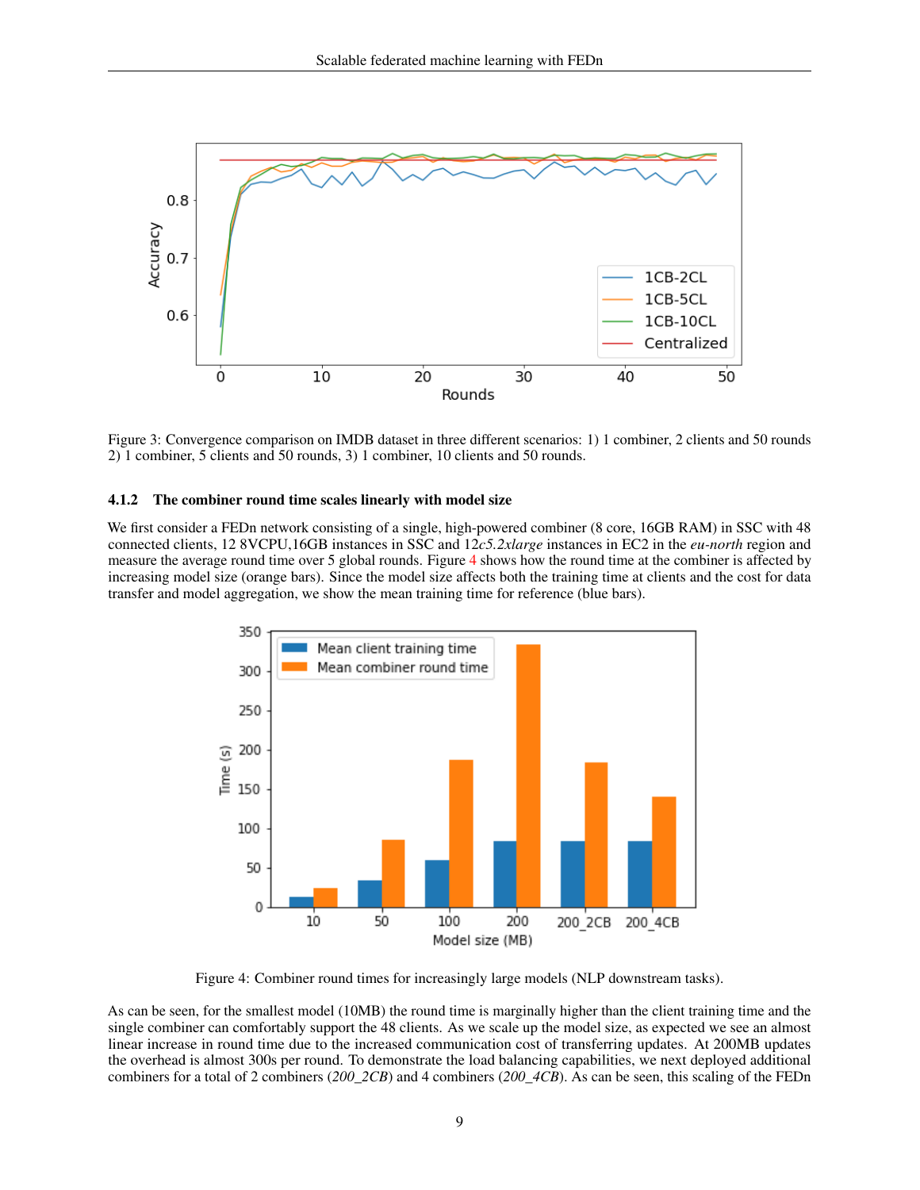0.6
0.7
0.8
Accuracy
0
10
20
30
40
50
Rounds
1CB-2CL
1CB-5CL
1CB-10CL
Centralized

Figure 3: Convergence comparison on IMDB dataset in three different scenarios: 1) 1 combiner, 2 clients and 50 rounds 2) 1 combiner, 5 clients and 50 rounds, 3) 1 combiner, 10 clients and 50 rounds.

### 4.1.2 The combiner round time scales linearly with model size

We first consider a FEDn network consisting of a single, high-powered combiner (8 core, 16GB RAM) in SSC with 48 connected clients, 12 8VCPU,16GB instances in SSC and 12*c5.2xlarge* instances in EC2 in the *eu-north* region and measure the average round time over 5 global rounds. Figure 4 shows how the round time at the combiner is affected by increasing model size (orange bars). Since the model size affects both the training time at clients and the cost for data transfer and model aggregation, we show the mean training time for reference (blue bars).

0
50
100
150
200
250
300
350
Time (s)
10
50
100
200
200_2CB
200_4CB
Model size (MB)
Mean client training time
Mean combiner round time

Figure 4: Combiner round times for increasingly large models (NLP downstream tasks).

As can be seen, for the smallest model (10MB) the round time is marginally higher than the client training time and the single combiner can comfortably support the 48 clients. As we scale up the model size, as expected we see an almost linear increase in round time due to the increased communication cost of transferring updates. At 200MB updates the overhead is almost 300s per round. To demonstrate the load balancing capabilities, we next deployed additional combiners for a total of 2 combiners (*200_2CB*) and 4 combiners (*200_4CB*). As can be seen, this scaling of the FEDn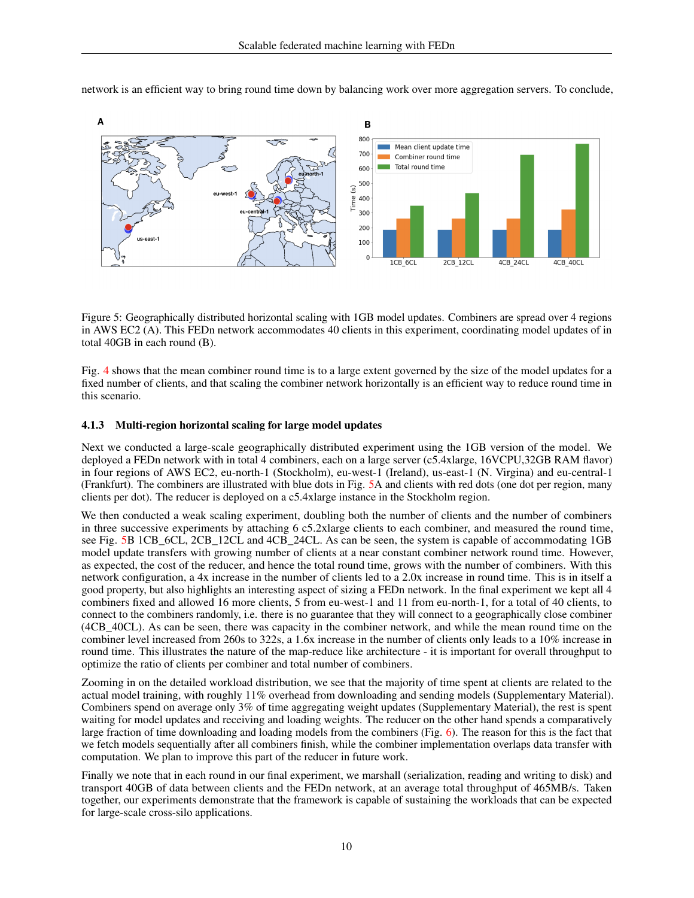network is an efficient way to bring round time down by balancing work over more aggregation servers. To conclude,

A

eu-north-1
eu-west-1
eu-central-1
us-east-1

B

Mean client update time
Combiner round time
Total round time

Time (s)

0
100
200
300
400
500
600
700
800

1CB_6CL
2CB_12CL
4CB_24CL
4CB_40CL

Figure 5: Geographically distributed horizontal scaling with 1GB model updates. Combiners are spread over 4 regions in AWS EC2 (A). This FEDn network accommodates 40 clients in this experiment, coordinating model updates of in total 40GB in each round (B).

Fig. 4 shows that the mean combiner round time is to a large extent governed by the size of the model updates for a fixed number of clients, and that scaling the combiner network horizontally is an efficient way to reduce round time in this scenario.

### 4.1.3 Multi-region horizontal scaling for large model updates

Next we conducted a large-scale geographically distributed experiment using the 1GB version of the model. We deployed a FEDn network with in total 4 combiners, each on a large server (c5.4xlarge, 16VCPU,32GB RAM flavor) in four regions of AWS EC2, eu-north-1 (Stockholm), eu-west-1 (Ireland), us-east-1 (N. Virgina) and eu-central-1 (Frankfurt). The combiners are illustrated with blue dots in Fig. 5A and clients with red dots (one dot per region, many clients per dot). The reducer is deployed on a c5.4xlarge instance in the Stockholm region.

We then conducted a weak scaling experiment, doubling both the number of clients and the number of combiners in three successive experiments by attaching 6 c5.2xlarge clients to each combiner, and measured the round time, see Fig. 5B 1CB_6CL, 2CB_12CL and 4CB_24CL. As can be seen, the system is capable of accommodating 1GB model update transfers with growing number of clients at a near constant combiner network round time. However, as expected, the cost of the reducer, and hence the total round time, grows with the number of combiners. With this network configuration, a 4x increase in the number of clients led to a 2.0x increase in round time. This is in itself a good property, but also highlights an interesting aspect of sizing a FEDn network. In the final experiment we kept all 4 combiners fixed and allowed 16 more clients, 5 from eu-west-1 and 11 from eu-north-1, for a total of 40 clients, to connect to the combiners randomly, i.e. there is no guarantee that they will connect to a geographically close combiner (4CB_40CL). As can be seen, there was capacity in the combiner network, and while the mean round time on the combiner level increased from 260s to 322s, a 1.6x increase in the number of clients only leads to a 10% increase in round time. This illustrates the nature of the map-reduce like architecture - it is important for overall throughput to optimize the ratio of clients per combiner and total number of combiners.

Zooming in on the detailed workload distribution, we see that the majority of time spent at clients are related to the actual model training, with roughly 11% overhead from downloading and sending models (Supplementary Material). Combiners spend on average only 3% of time aggregating weight updates (Supplementary Material), the rest is spent waiting for model updates and receiving and loading weights. The reducer on the other hand spends a comparatively large fraction of time downloading and loading models from the combiners (Fig. 6). The reason for this is the fact that we fetch models sequentially after all combiners finish, while the combiner implementation overlaps data transfer with computation. We plan to improve this part of the reducer in future work.

Finally we note that in each round in our final experiment, we marshall (serialization, reading and writing to disk) and transport 40GB of data between clients and the FEDn network, at an average total throughput of 465MB/s. Taken together, our experiments demonstrate that the framework is capable of sustaining the workloads that can be expected for large-scale cross-silo applications.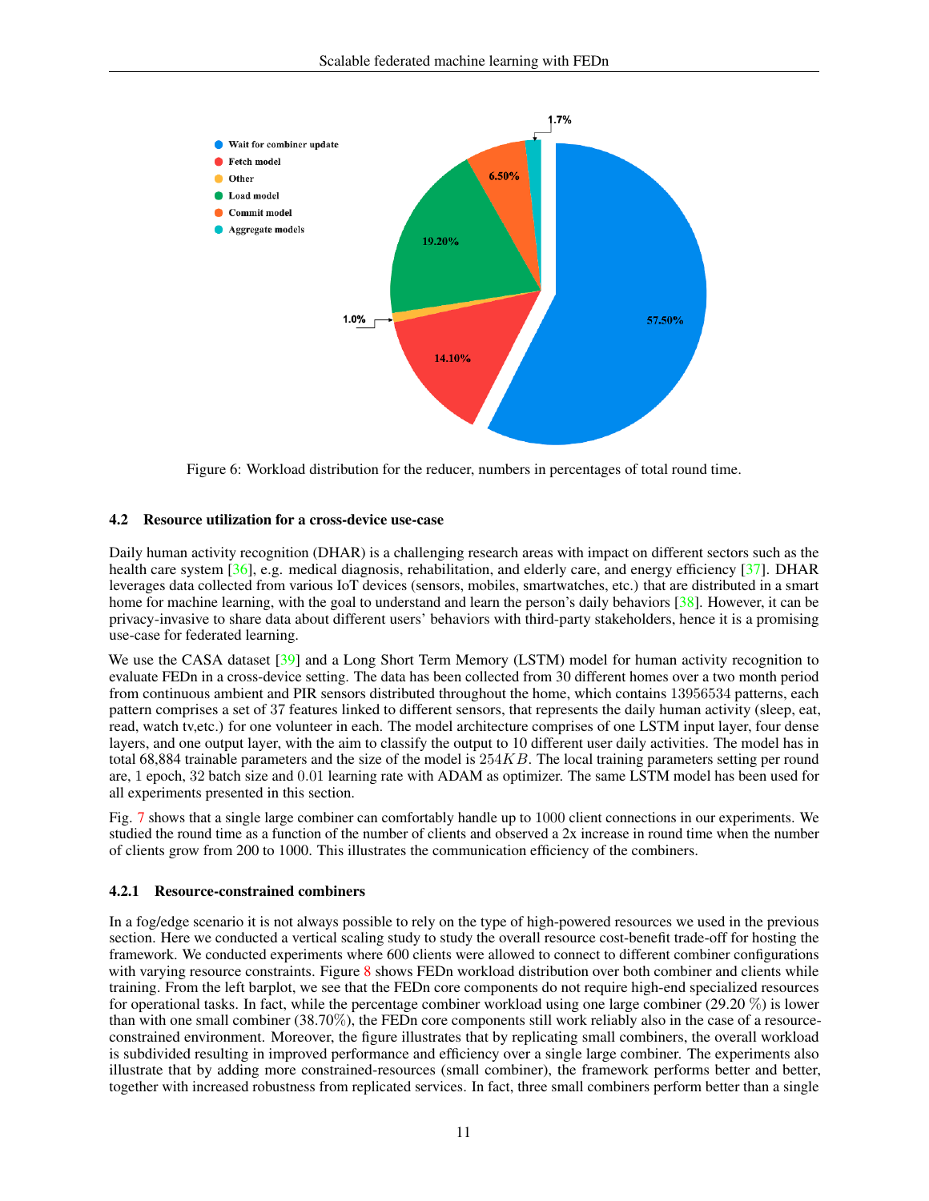Wait for combiner update
Fetch model
Other
Load model
Commit model
Aggregate models

1.7%
6.50%
19.20%
1.0%
14.10%
57.50%

Figure 6: Workload distribution for the reducer, numbers in percentages of total round time.

### 4.2 Resource utilization for a cross-device use-case

Daily human activity recognition (DHAR) is a challenging research areas with impact on different sectors such as the health care system [36], e.g. medical diagnosis, rehabilitation, and elderly care, and energy efficiency [37]. DHAR leverages data collected from various IoT devices (sensors, mobiles, smartwatches, etc.) that are distributed in a smart home for machine learning, with the goal to understand and learn the person's daily behaviors [38]. However, it can be privacy-invasive to share data about different users' behaviors with third-party stakeholders, hence it is a promising use-case for federated learning.

We use the CASA dataset [39] and a Long Short Term Memory (LSTM) model for human activity recognition to evaluate FEDn in a cross-device setting. The data has been collected from 30 different homes over a two month period from continuous ambient and PIR sensors distributed throughout the home, which contains 13956534 patterns, each pattern comprises a set of 37 features linked to different sensors, that represents the daily human activity (sleep, eat, read, watch tv,etc.) for one volunteer in each. The model architecture comprises of one LSTM input layer, four dense layers, and one output layer, with the aim to classify the output to 10 different user daily activities. The model has in total 68,884 trainable parameters and the size of the model is $254KB$. The local training parameters setting per round are, 1 epoch, 32 batch size and $0.01$ learning rate with ADAM as optimizer. The same LSTM model has been used for all experiments presented in this section.

Fig. 7 shows that a single large combiner can comfortably handle up to 1000 client connections in our experiments. We studied the round time as a function of the number of clients and observed a 2x increase in round time when the number of clients grow from 200 to 1000. This illustrates the communication efficiency of the combiners.

#### 4.2.1 Resource-constrained combiners

In a fog/edge scenario it is not always possible to rely on the type of high-powered resources we used in the previous section. Here we conducted a vertical scaling study to study the overall resource cost-benefit trade-off for hosting the framework. We conducted experiments where 600 clients were allowed to connect to different combiner configurations with varying resource constraints. Figure 8 shows FEDn workload distribution over both combiner and clients while training. From the left barplot, we see that the FEDn core components do not require high-end specialized resources for operational tasks. In fact, while the percentage combiner workload using one large combiner (29.20 %) is lower than with one small combiner (38.70%), the FEDn core components still work reliably also in the case of a resource-constrained environment. Moreover, the figure illustrates that by replicating small combiners, the overall workload is subdivided resulting in improved performance and efficiency over a single large combiner. The experiments also illustrate that by adding more constrained-resources (small combiner), the framework performs better and better, together with increased robustness from replicated services. In fact, three small combiners perform better than a single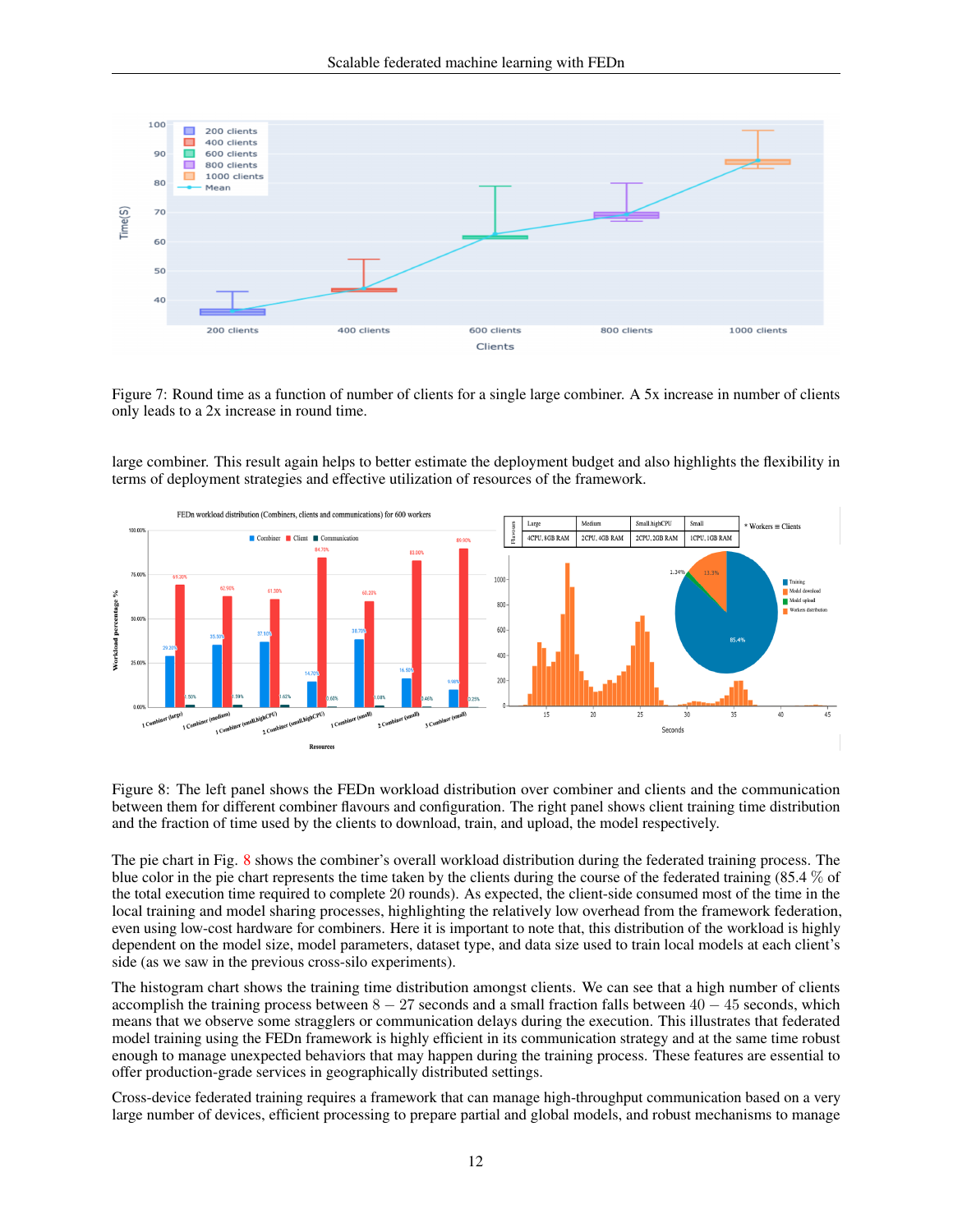100
90
80
70
60
50
40

Time(S)

200 clients
400 clients
600 clients
800 clients
1000 clients
Mean

200 clients 400 clients 600 clients 800 clients 1000 clients

Clients

Figure 7: Round time as a function of number of clients for a single large combiner. A 5x increase in number of clients only leads to a 2x increase in round time.

large combiner. This result again helps to better estimate the deployment budget and also highlights the flexibility in terms of deployment strategies and effective utilization of resources of the framework.

FEDn workload distribution (Combiners, clients and communications) for 600 workers

Combiner Client Communication

Workload percentage %

100.00%
75.00%
50.00%
25.00%
0.00%

29.20% 69.30% 1.50%
35.50% 62.90% 1.59%
37.10% 61.30% 1.60%
14.70% 84.70% 0.60%
38.70% 60.20% 1.08%
16.50% 83.00% 0.46%
9.86% 89.90% 0.25%

1 Combiner (large) 1 Combiner (medium) 1 Combiner (small,highCPU) 2 Combiner (small,highCPU) 1 Combiner (small) 2 Combiner (small) 3 Combiner (small)

Resources

| Flavours | Large | Medium | Small,highCPU | Small |
| --- | --- | --- | --- | --- |
| | 4CPU, 8GB RAM | 2CPU, 4GB RAM | 2CPU, 2GB RAM | 1CPU, 1GB RAM |

* Workers ≡ Clients

1.24% 13.3% 85.4%

Training
Model download
Model upload
Workers distribution

1000
800
600
400
200
0

15 20 25 30 35 40 45

Seconds

Figure 8: The left panel shows the FEDn workload distribution over combiner and clients and the communication between them for different combiner flavours and configuration. The right panel shows client training time distribution and the fraction of time used by the clients to download, train, and upload, the model respectively.

The pie chart in Fig. 8 shows the combiner's overall workload distribution during the federated training process. The blue color in the pie chart represents the time taken by the clients during the course of the federated training (85.4 % of the total execution time required to complete 20 rounds). As expected, the client-side consumed most of the time in the local training and model sharing processes, highlighting the relatively low overhead from the framework federation, even using low-cost hardware for combiners. Here it is important to note that, this distribution of the workload is highly dependent on the model size, model parameters, dataset type, and data size used to train local models at each client's side (as we saw in the previous cross-silo experiments).

The histogram chart shows the training time distribution amongst clients. We can see that a high number of clients accomplish the training process between $8 - 27$ seconds and a small fraction falls between $40 - 45$ seconds, which means that we observe some stragglers or communication delays during the execution. This illustrates that federated model training using the FEDn framework is highly efficient in its communication strategy and at the same time robust enough to manage unexpected behaviors that may happen during the training process. These features are essential to offer production-grade services in geographically distributed settings.

Cross-device federated training requires a framework that can manage high-throughput communication based on a very large number of devices, efficient processing to prepare partial and global models, and robust mechanisms to manage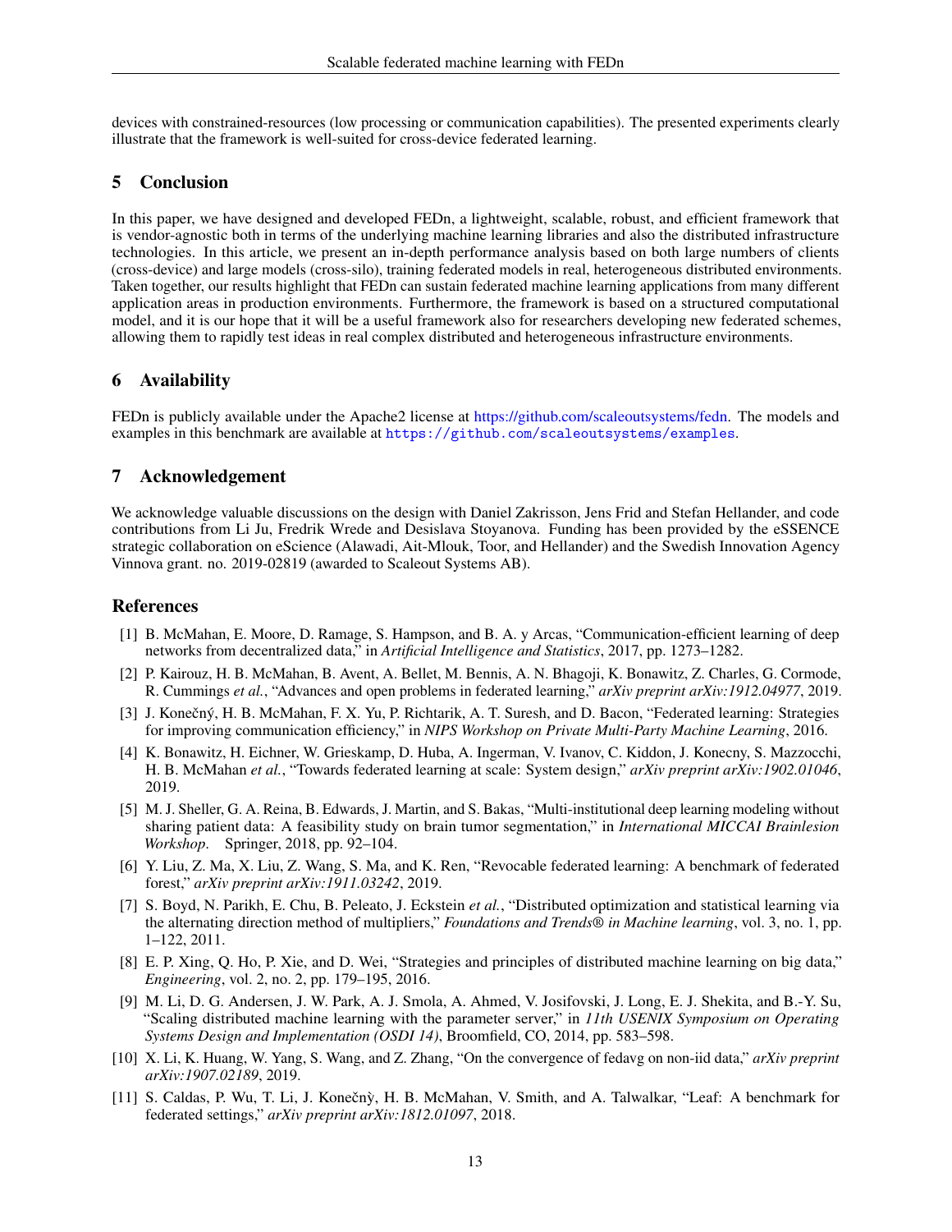devices with constrained-resources (low processing or communication capabilities). The presented experiments clearly illustrate that the framework is well-suited for cross-device federated learning.

## 5 Conclusion

In this paper, we have designed and developed FEDn, a lightweight, scalable, robust, and efficient framework that is vendor-agnostic both in terms of the underlying machine learning libraries and also the distributed infrastructure technologies. In this article, we present an in-depth performance analysis based on both large numbers of clients (cross-device) and large models (cross-silo), training federated models in real, heterogeneous distributed environments. Taken together, our results highlight that FEDn can sustain federated machine learning applications from many different application areas in production environments. Furthermore, the framework is based on a structured computational model, and it is our hope that it will be a useful framework also for researchers developing new federated schemes, allowing them to rapidly test ideas in real complex distributed and heterogeneous infrastructure environments.

## 6 Availability

FEDn is publicly available under the Apache2 license at https://github.com/scaleoutsystems/fedn. The models and examples in this benchmark are available at `https://github.com/scaleoutsystems/examples`.

## 7 Acknowledgement

We acknowledge valuable discussions on the design with Daniel Zakrisson, Jens Frid and Stefan Hellander, and code contributions from Li Ju, Fredrik Wrede and Desislava Stoyanova. Funding has been provided by the eSSENCE strategic collaboration on eScience (Alawadi, Ait-Mlouk, Toor, and Hellander) and the Swedish Innovation Agency Vinnova grant. no. 2019-02819 (awarded to Scaleout Systems AB).

## References

[1] B. McMahan, E. Moore, D. Ramage, S. Hampson, and B. A. y Arcas, "Communication-efficient learning of deep networks from decentralized data," in *Artificial Intelligence and Statistics*, 2017, pp. 1273–1282.

[2] P. Kairouz, H. B. McMahan, B. Avent, A. Bellet, M. Bennis, A. N. Bhagoji, K. Bonawitz, Z. Charles, G. Cormode, R. Cummings *et al.*, "Advances and open problems in federated learning," *arXiv preprint arXiv:1912.04977*, 2019.

[3] J. Konečný, H. B. McMahan, F. X. Yu, P. Richtarik, A. T. Suresh, and D. Bacon, "Federated learning: Strategies for improving communication efficiency," in *NIPS Workshop on Private Multi-Party Machine Learning*, 2016.

[4] K. Bonawitz, H. Eichner, W. Grieskamp, D. Huba, A. Ingerman, V. Ivanov, C. Kiddon, J. Konecny, S. Mazzocchi, H. B. McMahan *et al.*, "Towards federated learning at scale: System design," *arXiv preprint arXiv:1902.01046*, 2019.

[5] M. J. Sheller, G. A. Reina, B. Edwards, J. Martin, and S. Bakas, "Multi-institutional deep learning modeling without sharing patient data: A feasibility study on brain tumor segmentation," in *International MICCAI Brainlesion Workshop*. Springer, 2018, pp. 92–104.

[6] Y. Liu, Z. Ma, X. Liu, Z. Wang, S. Ma, and K. Ren, "Revocable federated learning: A benchmark of federated forest," *arXiv preprint arXiv:1911.03242*, 2019.

[7] S. Boyd, N. Parikh, E. Chu, B. Peleato, J. Eckstein *et al.*, "Distributed optimization and statistical learning via the alternating direction method of multipliers," *Foundations and Trends® in Machine learning*, vol. 3, no. 1, pp. 1–122, 2011.

[8] E. P. Xing, Q. Ho, P. Xie, and D. Wei, "Strategies and principles of distributed machine learning on big data," *Engineering*, vol. 2, no. 2, pp. 179–195, 2016.

[9] M. Li, D. G. Andersen, J. W. Park, A. J. Smola, A. Ahmed, V. Josifovski, J. Long, E. J. Shekita, and B.-Y. Su, "Scaling distributed machine learning with the parameter server," in *11th USENIX Symposium on Operating Systems Design and Implementation (OSDI 14)*, Broomfield, CO, 2014, pp. 583–598.

[10] X. Li, K. Huang, W. Yang, S. Wang, and Z. Zhang, "On the convergence of fedavg on non-iid data," *arXiv preprint arXiv:1907.02189*, 2019.

[11] S. Caldas, P. Wu, T. Li, J. Konečnỳ, H. B. McMahan, V. Smith, and A. Talwalkar, "Leaf: A benchmark for federated settings," *arXiv preprint arXiv:1812.01097*, 2018.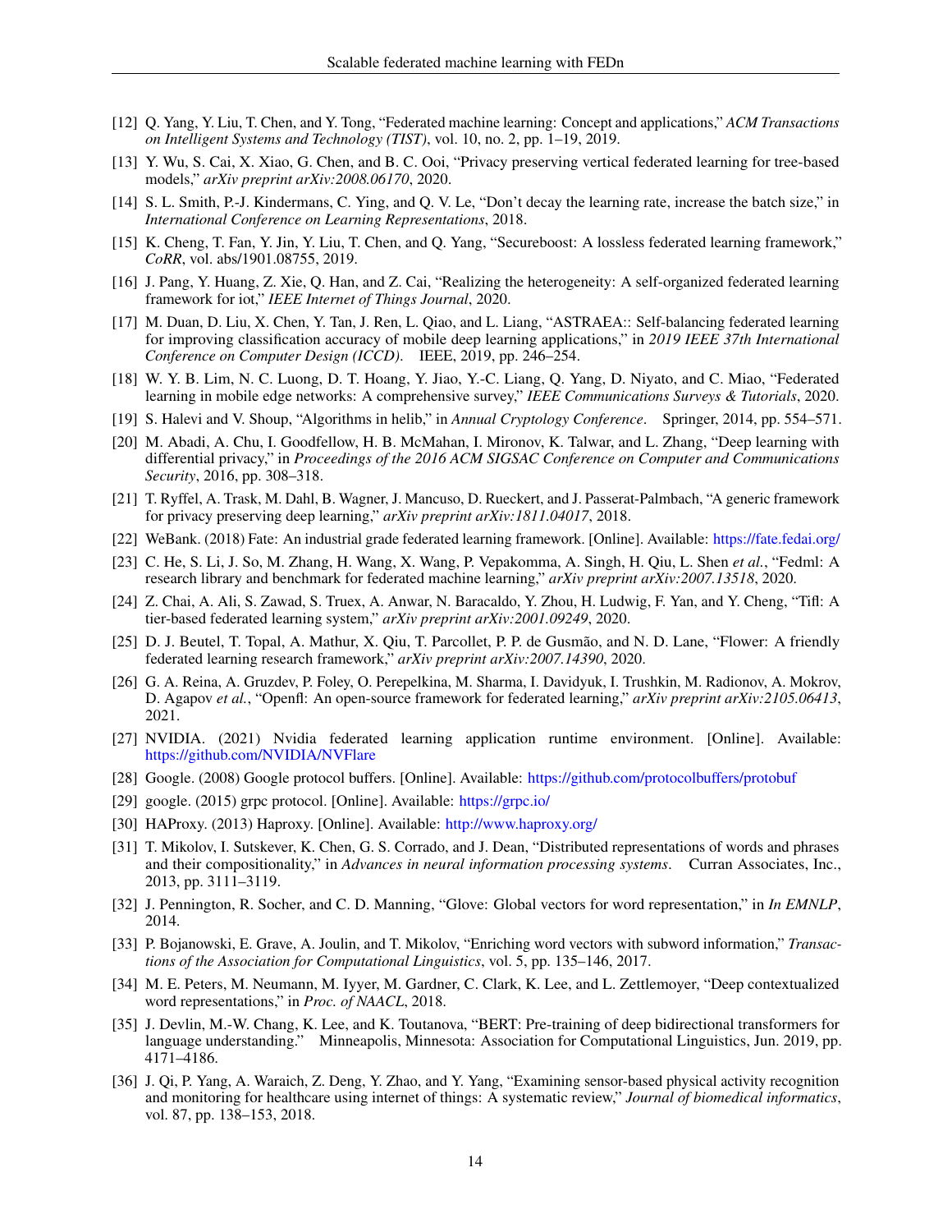[12] Q. Yang, Y. Liu, T. Chen, and Y. Tong, "Federated machine learning: Concept and applications," *ACM Transactions on Intelligent Systems and Technology (TIST)*, vol. 10, no. 2, pp. 1–19, 2019.

[13] Y. Wu, S. Cai, X. Xiao, G. Chen, and B. C. Ooi, "Privacy preserving vertical federated learning for tree-based models," *arXiv preprint arXiv:2008.06170*, 2020.

[14] S. L. Smith, P.-J. Kindermans, C. Ying, and Q. V. Le, "Don't decay the learning rate, increase the batch size," in *International Conference on Learning Representations*, 2018.

[15] K. Cheng, T. Fan, Y. Jin, Y. Liu, T. Chen, and Q. Yang, "Secureboost: A lossless federated learning framework," *CoRR*, vol. abs/1901.08755, 2019.

[16] J. Pang, Y. Huang, Z. Xie, Q. Han, and Z. Cai, "Realizing the heterogeneity: A self-organized federated learning framework for iot," *IEEE Internet of Things Journal*, 2020.

[17] M. Duan, D. Liu, X. Chen, Y. Tan, J. Ren, L. Qiao, and L. Liang, "ASTRAEA:: Self-balancing federated learning for improving classification accuracy of mobile deep learning applications," in *2019 IEEE 37th International Conference on Computer Design (ICCD)*. IEEE, 2019, pp. 246–254.

[18] W. Y. B. Lim, N. C. Luong, D. T. Hoang, Y. Jiao, Y.-C. Liang, Q. Yang, D. Niyato, and C. Miao, "Federated learning in mobile edge networks: A comprehensive survey," *IEEE Communications Surveys & Tutorials*, 2020.

[19] S. Halevi and V. Shoup, "Algorithms in helib," in *Annual Cryptology Conference*. Springer, 2014, pp. 554–571.

[20] M. Abadi, A. Chu, I. Goodfellow, H. B. McMahan, I. Mironov, K. Talwar, and L. Zhang, "Deep learning with differential privacy," in *Proceedings of the 2016 ACM SIGSAC Conference on Computer and Communications Security*, 2016, pp. 308–318.

[21] T. Ryffel, A. Trask, M. Dahl, B. Wagner, J. Mancuso, D. Rueckert, and J. Passerat-Palmbach, "A generic framework for privacy preserving deep learning," *arXiv preprint arXiv:1811.04017*, 2018.

[22] WeBank. (2018) Fate: An industrial grade federated learning framework. [Online]. Available: https://fate.fedai.org/

[23] C. He, S. Li, J. So, M. Zhang, H. Wang, X. Wang, P. Vepakomma, A. Singh, H. Qiu, L. Shen *et al.*, "Fedml: A research library and benchmark for federated machine learning," *arXiv preprint arXiv:2007.13518*, 2020.

[24] Z. Chai, A. Ali, S. Zawad, S. Truex, A. Anwar, N. Baracaldo, Y. Zhou, H. Ludwig, F. Yan, and Y. Cheng, "Tifl: A tier-based federated learning system," *arXiv preprint arXiv:2001.09249*, 2020.

[25] D. J. Beutel, T. Topal, A. Mathur, X. Qiu, T. Parcollet, P. P. de Gusmão, and N. D. Lane, "Flower: A friendly federated learning research framework," *arXiv preprint arXiv:2007.14390*, 2020.

[26] G. A. Reina, A. Gruzdev, P. Foley, O. Perepelkina, M. Sharma, I. Davidyuk, I. Trushkin, M. Radionov, A. Mokrov, D. Agapov *et al.*, "Openfl: An open-source framework for federated learning," *arXiv preprint arXiv:2105.06413*, 2021.

[27] NVIDIA. (2021) Nvidia federated learning application runtime environment. [Online]. Available: https://github.com/NVIDIA/NVFlare

[28] Google. (2008) Google protocol buffers. [Online]. Available: https://github.com/protocolbuffers/protobuf

[29] google. (2015) grpc protocol. [Online]. Available: https://grpc.io/

[30] HAProxy. (2013) Haproxy. [Online]. Available: http://www.haproxy.org/

[31] T. Mikolov, I. Sutskever, K. Chen, G. S. Corrado, and J. Dean, "Distributed representations of words and phrases and their compositionality," in *Advances in neural information processing systems*. Curran Associates, Inc., 2013, pp. 3111–3119.

[32] J. Pennington, R. Socher, and C. D. Manning, "Glove: Global vectors for word representation," in *In EMNLP*, 2014.

[33] P. Bojanowski, E. Grave, A. Joulin, and T. Mikolov, "Enriching word vectors with subword information," *Transactions of the Association for Computational Linguistics*, vol. 5, pp. 135–146, 2017.

[34] M. E. Peters, M. Neumann, M. Iyyer, M. Gardner, C. Clark, K. Lee, and L. Zettlemoyer, "Deep contextualized word representations," in *Proc. of NAACL*, 2018.

[35] J. Devlin, M.-W. Chang, K. Lee, and K. Toutanova, "BERT: Pre-training of deep bidirectional transformers for language understanding." Minneapolis, Minnesota: Association for Computational Linguistics, Jun. 2019, pp. 4171–4186.

[36] J. Qi, P. Yang, A. Waraich, Z. Deng, Y. Zhao, and Y. Yang, "Examining sensor-based physical activity recognition and monitoring for healthcare using internet of things: A systematic review," *Journal of biomedical informatics*, vol. 87, pp. 138–153, 2018.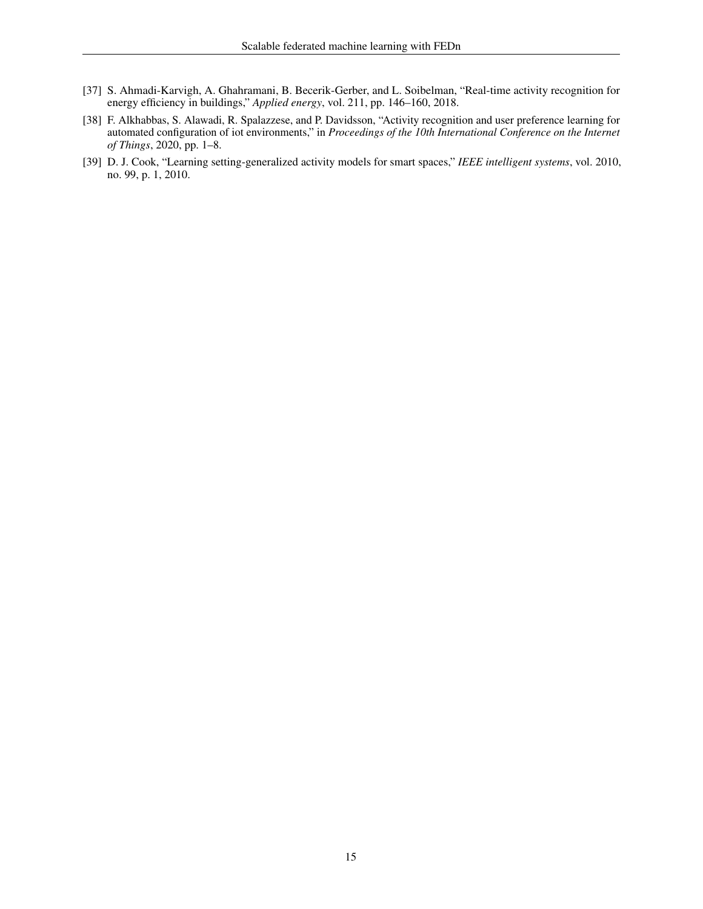[37] S. Ahmadi-Karvigh, A. Ghahramani, B. Becerik-Gerber, and L. Soibelman, "Real-time activity recognition for energy efficiency in buildings," *Applied energy*, vol. 211, pp. 146–160, 2018.

[38] F. Alkhabbas, S. Alawadi, R. Spalazzese, and P. Davidsson, "Activity recognition and user preference learning for automated configuration of iot environments," in *Proceedings of the 10th International Conference on the Internet of Things*, 2020, pp. 1–8.

[39] D. J. Cook, "Learning setting-generalized activity models for smart spaces," *IEEE intelligent systems*, vol. 2010, no. 99, p. 1, 2010.